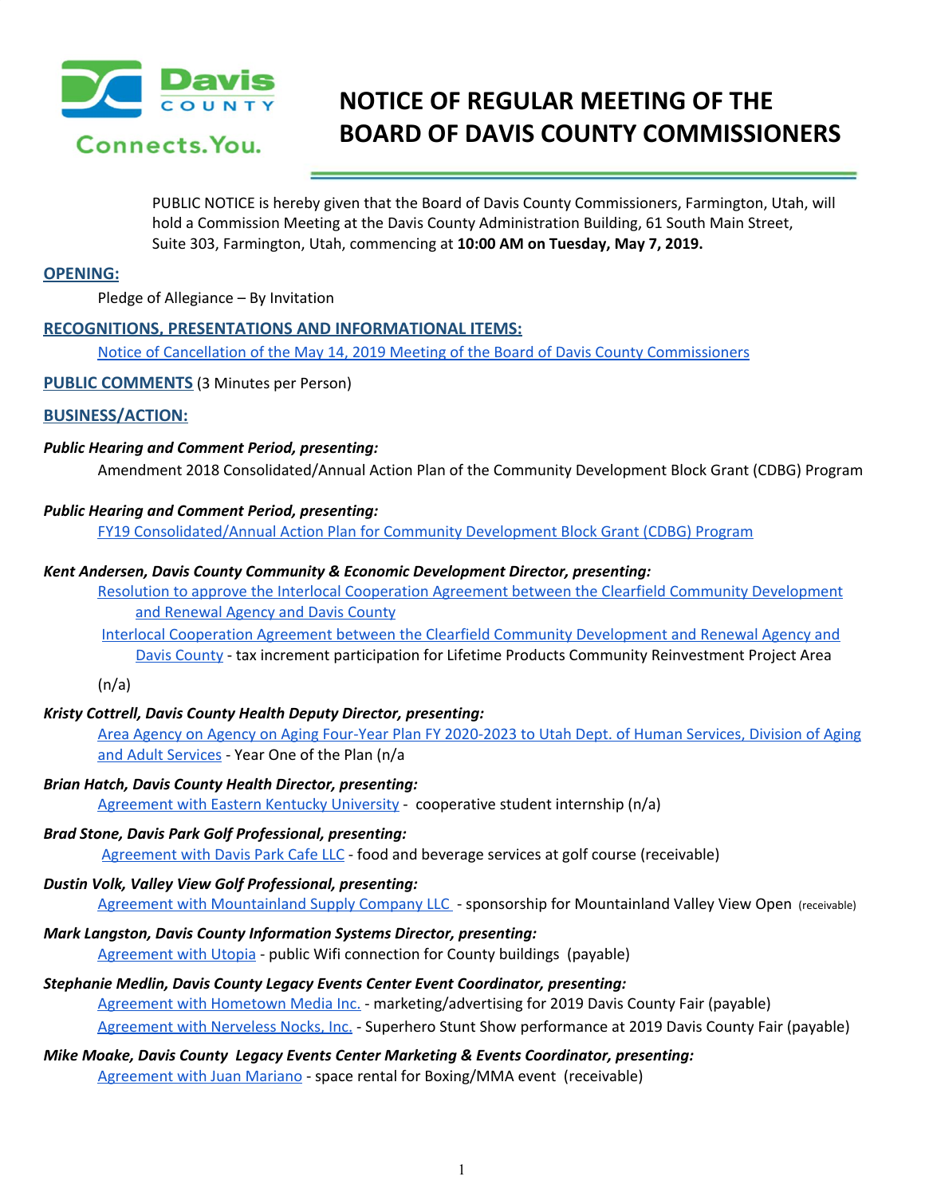# NOTICE OF REGULAR MEETING OF THE BOARD OF DAVIS COUNTY COMMISSIONERS

PUBLIC NOTICE is hereby given that the Board of Davis County Commissioners, Farmington, Utah, will hold a Commission Meeting at the Davis County Administration Building, 61 South Main Street, Suite 303, Farmington, Utah, commencing at **10:00 AM on Tuesday, May 7, 2019.**

## OPENING:

Pledge of Allegiance – By Invitation

## RECOGNITIONS, PRESENTATIONS AND INFORMATIONAL ITEMS:

Notice of Cancellation of the May 14, 2019 Meeting of the Board of Davis County Commissioners

## PUBLIC COMMENTS (3 Minutes per Person)

## BUSINESS/ACTION:

***Public Hearing and Comment Period, presenting:***

Amendment 2018 Consolidated/Annual Action Plan of the Community Development Block Grant (CDBG) Program

***Public Hearing and Comment Period, presenting:***

FY19 Consolidated/Annual Action Plan for Community Development Block Grant (CDBG) Program

***Kent Andersen, Davis County Community & Economic Development Director, presenting:***

Resolution to approve the Interlocal Cooperation Agreement between the Clearfield Community Development and Renewal Agency and Davis County

Interlocal Cooperation Agreement between the Clearfield Community Development and Renewal Agency and Davis County - tax increment participation for Lifetime Products Community Reinvestment Project Area

(n/a)

***Kristy Cottrell, Davis County Health Deputy Director, presenting:***

Area Agency on Agency on Aging Four-Year Plan FY 2020-2023 to Utah Dept. of Human Services, Division of Aging and Adult Services - Year One of the Plan (n/a

***Brian Hatch, Davis County Health Director, presenting:***

Agreement with Eastern Kentucky University - cooperative student internship (n/a)

***Brad Stone, Davis Park Golf Professional, presenting:***

Agreement with Davis Park Cafe LLC - food and beverage services at golf course (receivable)

***Dustin Volk, Valley View Golf Professional, presenting:***

Agreement with Mountainland Supply Company LLC - sponsorship for Mountainland Valley View Open (receivable)

***Mark Langston, Davis County Information Systems Director, presenting:***

Agreement with Utopia - public Wifi connection for County buildings (payable)

***Stephanie Medlin, Davis County Legacy Events Center Event Coordinator, presenting:***

Agreement with Hometown Media Inc. - marketing/advertising for 2019 Davis County Fair (payable)

Agreement with Nerveless Nocks, Inc. - Superhero Stunt Show performance at 2019 Davis County Fair (payable)

***Mike Moake, Davis County Legacy Events Center Marketing & Events Coordinator, presenting:***

Agreement with Juan Mariano - space rental for Boxing/MMA event (receivable)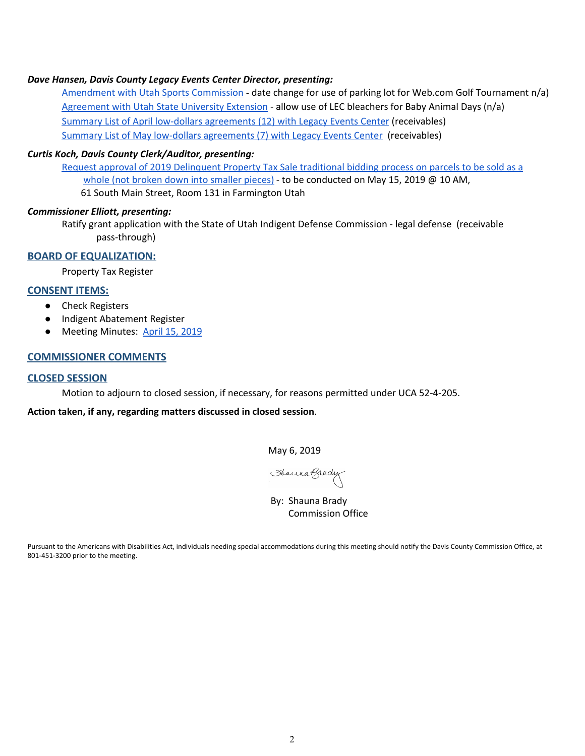***Dave Hansen, Davis County Legacy Events Center Director, presenting:***

Amendment with Utah Sports Commission - date change for use of parking lot for Web.com Golf Tournament n/a)

Agreement with Utah State University Extension - allow use of LEC bleachers for Baby Animal Days (n/a)

Summary List of April low-dollars agreements (12) with Legacy Events Center (receivables)

Summary List of May low-dollars agreements (7) with Legacy Events Center (receivables)

***Curtis Koch, Davis County Clerk/Auditor, presenting:***

Request approval of 2019 Delinquent Property Tax Sale traditional bidding process on parcels to be sold as a whole (not broken down into smaller pieces) - to be conducted on May 15, 2019 @ 10 AM, 61 South Main Street, Room 131 in Farmington Utah

***Commissioner Elliott, presenting:***

Ratify grant application with the State of Utah Indigent Defense Commission - legal defense (receivable pass-through)

## BOARD OF EQUALIZATION:

Property Tax Register

## CONSENT ITEMS:

- Check Registers
- Indigent Abatement Register
- Meeting Minutes: April 15, 2019

## COMMISSIONER COMMENTS

## CLOSED SESSION

Motion to adjourn to closed session, if necessary, for reasons permitted under UCA 52-4-205.

**Action taken, if any, regarding matters discussed in closed session**.

May 6, 2019

Shauna Brady

By: Shauna Brady
Commission Office

Pursuant to the Americans with Disabilities Act, individuals needing special accommodations during this meeting should notify the Davis County Commission Office, at 801-451-3200 prior to the meeting.